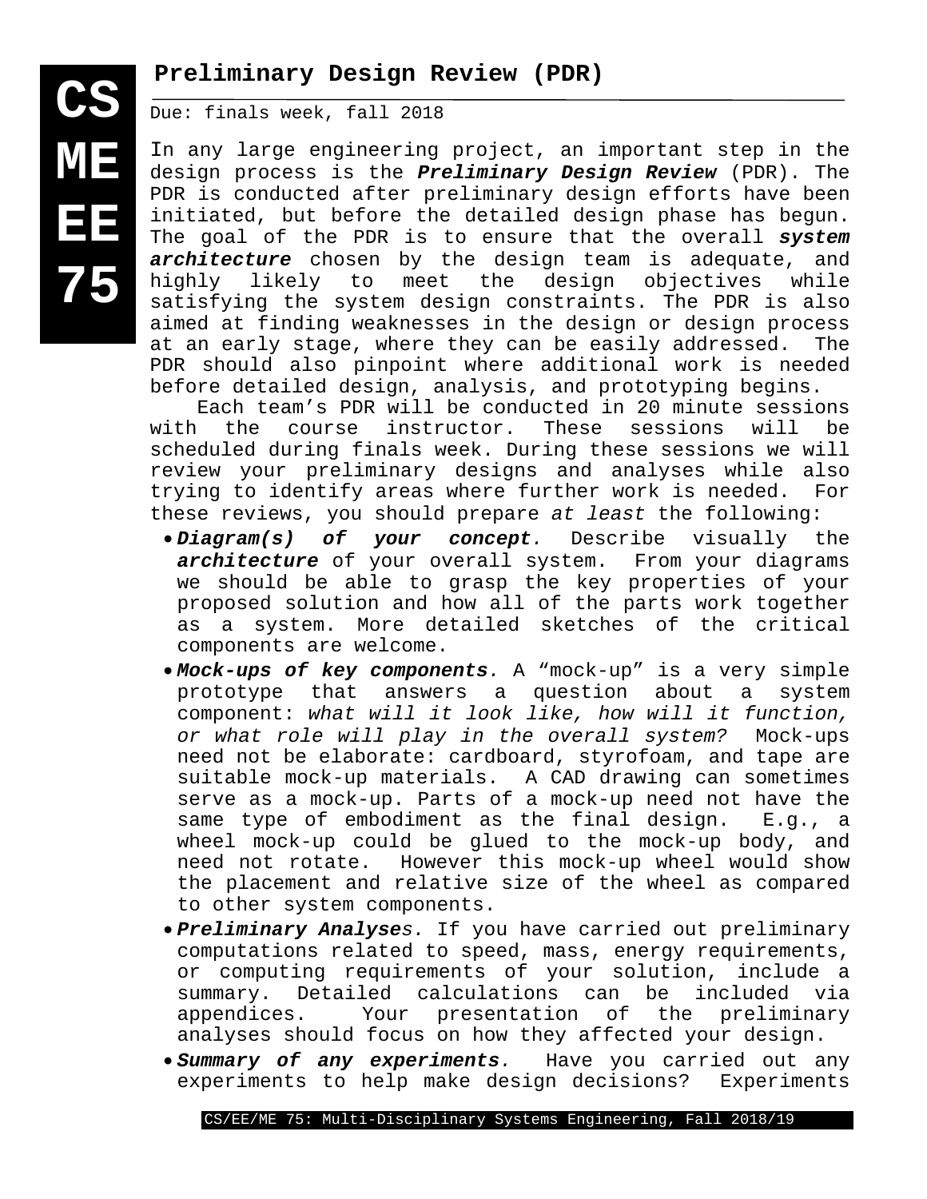CS
ME
EE
75

# Preliminary Design Review (PDR)

Due: finals week, fall 2018

In any large engineering project, an important step in the design process is the ***Preliminary Design Review*** (PDR). The PDR is conducted after preliminary design efforts have been initiated, but before the detailed design phase has begun. The goal of the PDR is to ensure that the overall ***system architecture*** chosen by the design team is adequate, and highly likely to meet the design objectives while satisfying the system design constraints. The PDR is also aimed at finding weaknesses in the design or design process at an early stage, where they can be easily addressed. The PDR should also pinpoint where additional work is needed before detailed design, analysis, and prototyping begins.

Each team's PDR will be conducted in 20 minute sessions with the course instructor. These sessions will be scheduled during finals week. During these sessions we will review your preliminary designs and analyses while also trying to identify areas where further work is needed. For these reviews, you should prepare *at least* the following:

- ***Diagram(s) of your concept.*** Describe visually the ***architecture*** of your overall system. From your diagrams we should be able to grasp the key properties of your proposed solution and how all of the parts work together as a system. More detailed sketches of the critical components are welcome.
- ***Mock-ups of key components.*** A "mock-up" is a very simple prototype that answers a question about a system component: *what will it look like, how will it function, or what role will play in the overall system?* Mock-ups need not be elaborate: cardboard, styrofoam, and tape are suitable mock-up materials. A CAD drawing can sometimes serve as a mock-up. Parts of a mock-up need not have the same type of embodiment as the final design. E.g., a wheel mock-up could be glued to the mock-up body, and need not rotate. However this mock-up wheel would show the placement and relative size of the wheel as compared to other system components.
- ***Preliminary Analyses.*** If you have carried out preliminary computations related to speed, mass, energy requirements, or computing requirements of your solution, include a summary. Detailed calculations can be included via appendices. Your presentation of the preliminary analyses should focus on how they affected your design.
- ***Summary of any experiments.*** Have you carried out any experiments to help make design decisions? Experiments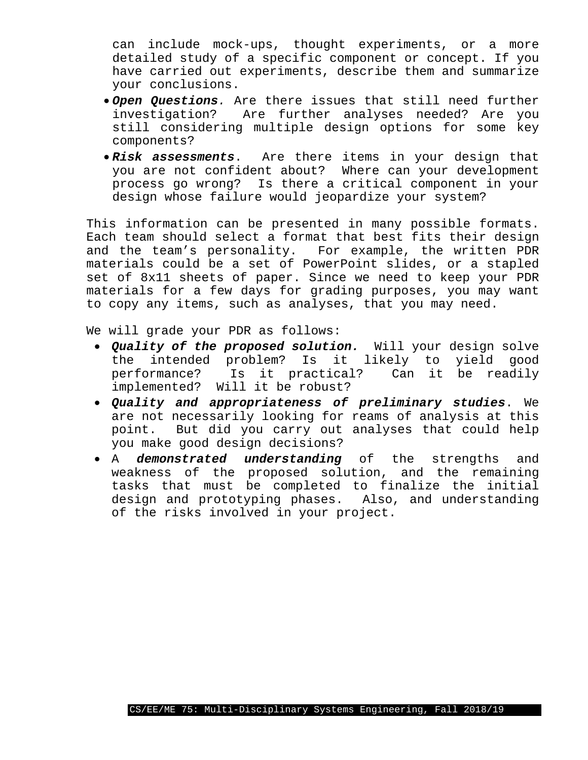can include mock-ups, thought experiments, or a more detailed study of a specific component or concept. If you have carried out experiments, describe them and summarize your conclusions.

- ***Open Questions.*** Are there issues that still need further investigation? Are further analyses needed? Are you still considering multiple design options for some key components?
- ***Risk assessments***. Are there items in your design that you are not confident about? Where can your development process go wrong? Is there a critical component in your design whose failure would jeopardize your system?

This information can be presented in many possible formats. Each team should select a format that best fits their design and the team's personality. For example, the written PDR materials could be a set of PowerPoint slides, or a stapled set of 8x11 sheets of paper. Since we need to keep your PDR materials for a few days for grading purposes, you may want to copy any items, such as analyses, that you may need.

We will grade your PDR as follows:

- ***Quality of the proposed solution.*** Will your design solve the intended problem? Is it likely to yield good performance? Is it practical? Can it be readily implemented? Will it be robust?
- ***Quality and appropriateness of preliminary studies***. We are not necessarily looking for reams of analysis at this point. But did you carry out analyses that could help you make good design decisions?
- A ***demonstrated understanding*** of the strengths and weakness of the proposed solution, and the remaining tasks that must be completed to finalize the initial design and prototyping phases. Also, and understanding of the risks involved in your project.